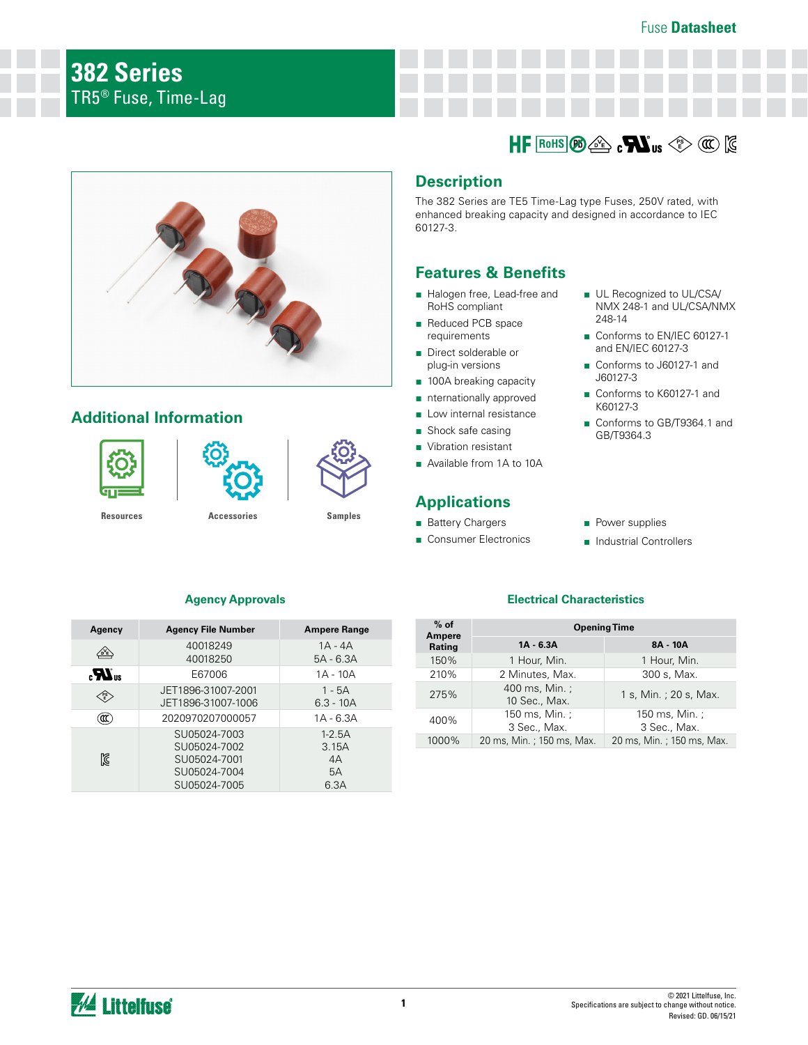Fuse **Datasheet**

# 382 Series

TR5® Fuse, Time-Lag

## Description

The 382 Series are TE5 Time-Lag type Fuses, 250V rated, with enhanced breaking capacity and designed in accordance to IEC 60127-3.

## Features & Benefits

- Halogen free, Lead-free and RoHS compliant
- Reduced PCB space requirements
- Direct solderable or plug-in versions
- 100A breaking capacity
- nternationally approved
- Low internal resistance
- Shock safe casing
- Vibration resistant
- Available from 1A to 10A
- UL Recognized to UL/CSA/ NMX 248-1 and UL/CSA/NMX 248-14
- Conforms to EN/IEC 60127-1 and EN/IEC 60127-3
- Conforms to J60127-1 and J60127-3
- Conforms to K60127-1 and K60127-3
- Conforms to GB/T9364.1 and GB/T9364.3

## Additional Information

Resources | Accessories | Samples

## Applications

- Battery Chargers
- Consumer Electronics
- Power supplies
- Industrial Controllers

### Agency Approvals

| Agency | Agency File Number | Ampere Range |
|---|---|---|
| VDE | 40018249<br>40018250 | 1A - 4A<br>5A - 6.3A |
| cULus | E67006 | 1A - 10A |
| PSE | JET1896-31007-2001<br>JET1896-31007-1006 | 1 - 5A<br>6.3 - 10A |
| CCC | 2020970207000057 | 1A - 6.3A |
| KC | SU05024-7003<br>SU05024-7002<br>SU05024-7001<br>SU05024-7004<br>SU05024-7005 | 1-2.5A<br>3.15A<br>4A<br>5A<br>6.3A |

### Electrical Characteristics

| % of Ampere Rating | Opening Time | |
|---|---|---|
| | 1A - 6.3A | 8A - 10A |
| 150% | 1 Hour, Min. | 1 Hour, Min. |
| 210% | 2 Minutes, Max. | 300 s, Max. |
| 275% | 400 ms, Min. ;<br>10 Sec., Max. | 1 s, Min. ; 20 s, Max. |
| 400% | 150 ms, Min. ;<br>3 Sec., Max. | 150 ms, Min. ;<br>3 Sec., Max. |
| 1000% | 20 ms, Min. ; 150 ms, Max. | 20 ms, Min. ; 150 ms, Max. |

© 2021 Littelfuse, Inc.
Specifications are subject to change without notice.
Revised: GD. 06/15/21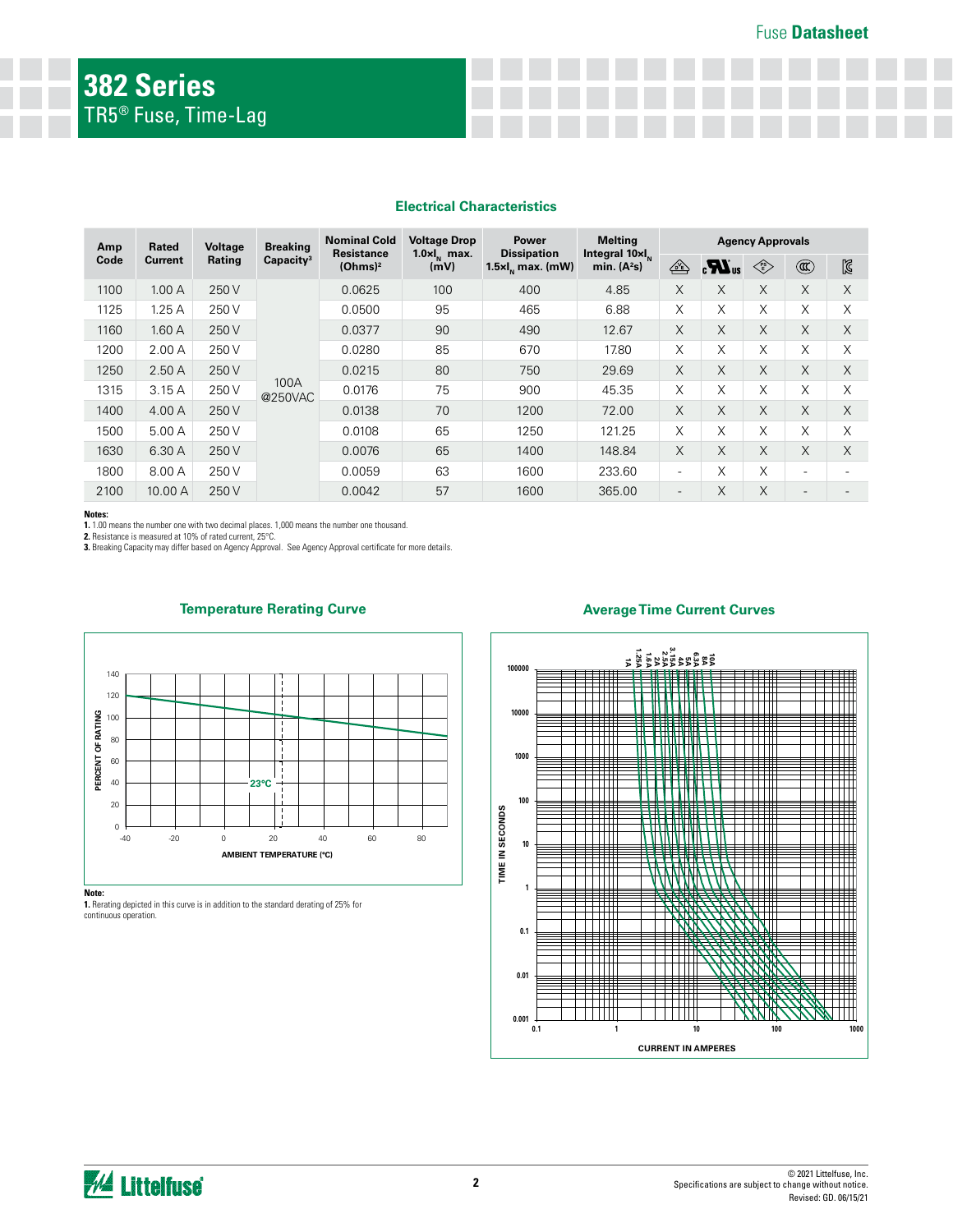# 382 Series

TR5® Fuse, Time-Lag

## Electrical Characteristics

| Amp Code | Rated Current | Voltage Rating | Breaking Capacity[3] | Nominal Cold Resistance (Ohms)[2] | Voltage Drop $1.0xI_N$ max. (mV) | Power Dissipation $1.5xI_N$ max. (mW) | Melting Integral $10xI_N$ min. ($A^2s$) | Agency Approvals | | | | |
|---|---|---|---|---|---|---|---|---|---|---|---|---|
| | | | | | | | | PSE | cULus | PSE | CCC | KC |
| 1100 | 1.00 A | 250 V | 100A @250VAC | 0.0625 | 100 | 400 | 4.85 | X | X | X | X | X |
| 1125 | 1.25 A | 250 V | | 0.0500 | 95 | 465 | 6.88 | X | X | X | X | X |
| 1160 | 1.60 A | 250 V | | 0.0377 | 90 | 490 | 12.67 | X | X | X | X | X |
| 1200 | 2.00 A | 250 V | | 0.0280 | 85 | 670 | 17.80 | X | X | X | X | X |
| 1250 | 2.50 A | 250 V | | 0.0215 | 80 | 750 | 29.69 | X | X | X | X | X |
| 1315 | 3.15 A | 250 V | | 0.0176 | 75 | 900 | 45.35 | X | X | X | X | X |
| 1400 | 4.00 A | 250 V | | 0.0138 | 70 | 1200 | 72.00 | X | X | X | X | X |
| 1500 | 5.00 A | 250 V | | 0.0108 | 65 | 1250 | 121.25 | X | X | X | X | X |
| 1630 | 6.30 A | 250 V | | 0.0076 | 65 | 1400 | 148.84 | X | X | X | X | X |
| 1800 | 8.00 A | 250 V | | 0.0059 | 63 | 1600 | 233.60 | - | X | X | - | - |
| 2100 | 10.00 A | 250 V | | 0.0042 | 57 | 1600 | 365.00 | - | X | X | - | - |

**Notes:**

**1.** 1.00 means the number one with two decimal places. 1,000 means the number one thousand.

**2.** Resistance is measured at 10% of rated current, 25°C.

**3.** Breaking Capacity may differ based on Agency Approval. See Agency Approval certificate for more details.

## Temperature Rerating Curve

**Note:**

**1.** Rerating depicted in this curve is in addition to the standard derating of 25% for continuous operation.

## Average Time Current Curves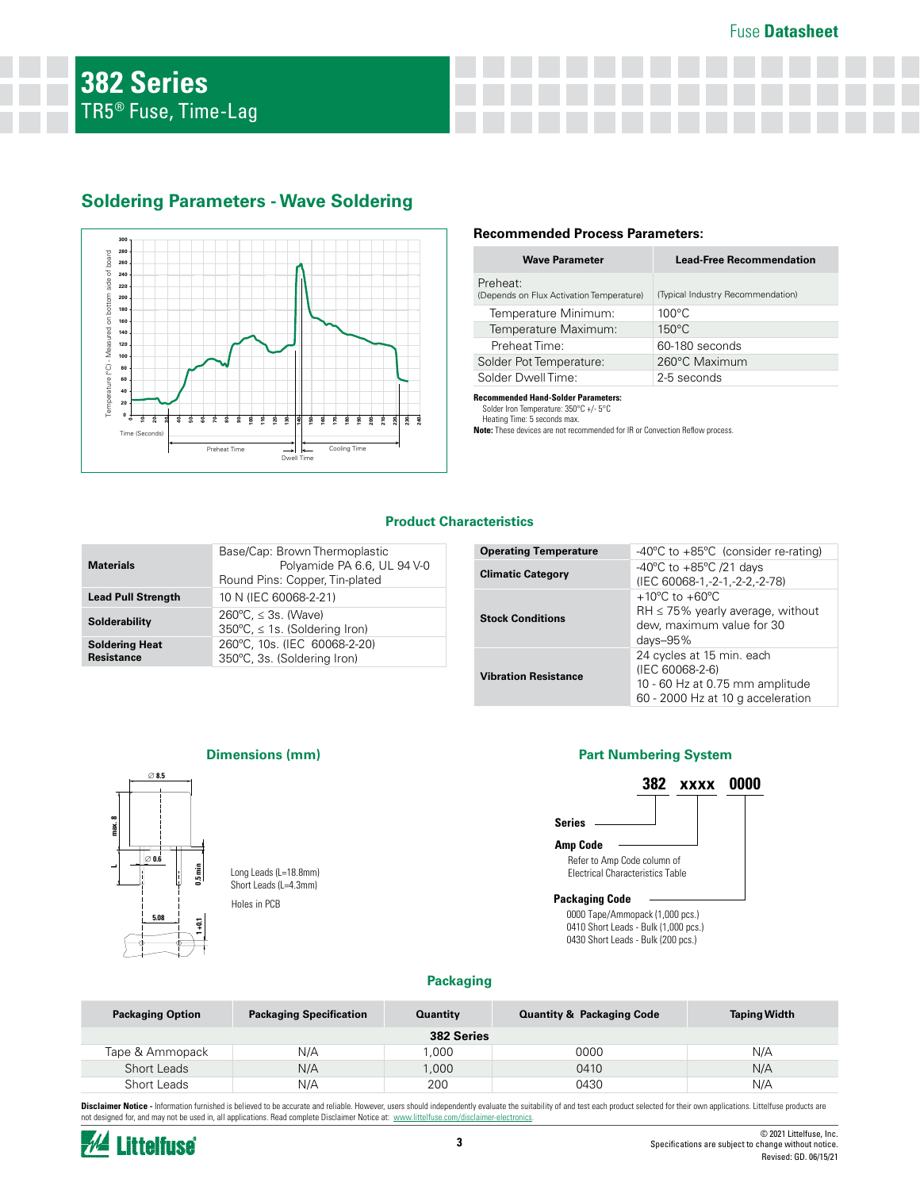# 382 Series

TR5® Fuse, Time-Lag

## Soldering Parameters - Wave Soldering

Temperature (°C) - Measured on bottom side of board

300
280
260
240
220
200
180
160
140
120
100
80
60
40
20
0

0 10 20 30 40 50 60 70 80 90 100 110 120 130 140 150 160 170 180 190 200 210 220 230 240

Time (Seconds)

Preheat Time

Dwell Time

Cooling Time

### Recommended Process Parameters:

| Wave Parameter | Lead-Free Recommendation |
|---|---|
| Preheat: (Depends on Flux Activation Temperature) | (Typical Industry Recommendation) |
| Temperature Minimum: | 100°C |
| Temperature Maximum: | 150°C |
| Preheat Time: | 60-180 seconds |
| Solder Pot Temperature: | 260°C Maximum |
| Solder Dwell Time: | 2-5 seconds |

**Recommended Hand-Solder Parameters:**
Solder Iron Temperature: 350°C +/- 5°C
Heating Time: 5 seconds max.

**Note:** These devices are not recommended for IR or Convection Reflow process.

## Product Characteristics

| | |
|---|---|
| **Materials** | Base/Cap: Brown Thermoplastic Polyamide PA 6.6, UL 94 V-0<br>Round Pins: Copper, Tin-plated |
| **Lead Pull Strength** | 10 N (IEC 60068-2-21) |
| **Solderability** | 260°C, ≤ 3s. (Wave)<br>350°C, ≤ 1s. (Soldering Iron) |
| **Soldering Heat Resistance** | 260°C, 10s. (IEC 60068-2-20)<br>350°C, 3s. (Soldering Iron) |

| | |
|---|---|
| **Operating Temperature** | -40°C to +85°C (consider re-rating) |
| **Climatic Category** | -40°C to +85°C /21 days (IEC 60068-1,-2-1,-2-2,-2-78) |
| **Stock Conditions** | +10°C to +60°C<br>RH ≤ 75% yearly average, without dew, maximum value for 30 days–95% |
| **Vibration Resistance** | 24 cycles at 15 min. each (IEC 60068-2-6)<br>10 - 60 Hz at 0.75 mm amplitude<br>60 - 2000 Hz at 10 g acceleration |

## Dimensions (mm)

∅ 8.5
max. 8
L
∅ 0.6
0.5 min
5.08
1+0.1

Long Leads (L=18.8mm)
Short Leads (L=4.3mm)

Holes in PCB

## Part Numbering System

**382 xxxx 0000**

**Series**

**Amp Code**
Refer to Amp Code column of Electrical Characteristics Table

**Packaging Code**
0000 Tape/Ammopack (1,000 pcs.)
0410 Short Leads - Bulk (1,000 pcs.)
0430 Short Leads - Bulk (200 pcs.)

## Packaging

| Packaging Option | Packaging Specification | Quantity | Quantity & Packaging Code | Taping Width |
|---|---|---|---|---|
| **382 Series** | | | | |
| Tape & Ammopack | N/A | 1,000 | 0000 | N/A |
| Short Leads | N/A | 1,000 | 0410 | N/A |
| Short Leads | N/A | 200 | 0430 | N/A |

**Disclaimer Notice -** Information furnished is believed to be accurate and reliable. However, users should independently evaluate the suitability of and test each product selected for their own applications. Littelfuse products are not designed for, and may not be used in, all applications. Read complete Disclaimer Notice at: www.littelfuse.com/disclaimer-electronics.

© 2021 Littelfuse, Inc.
Specifications are subject to change without notice.
Revised: GD. 06/15/21